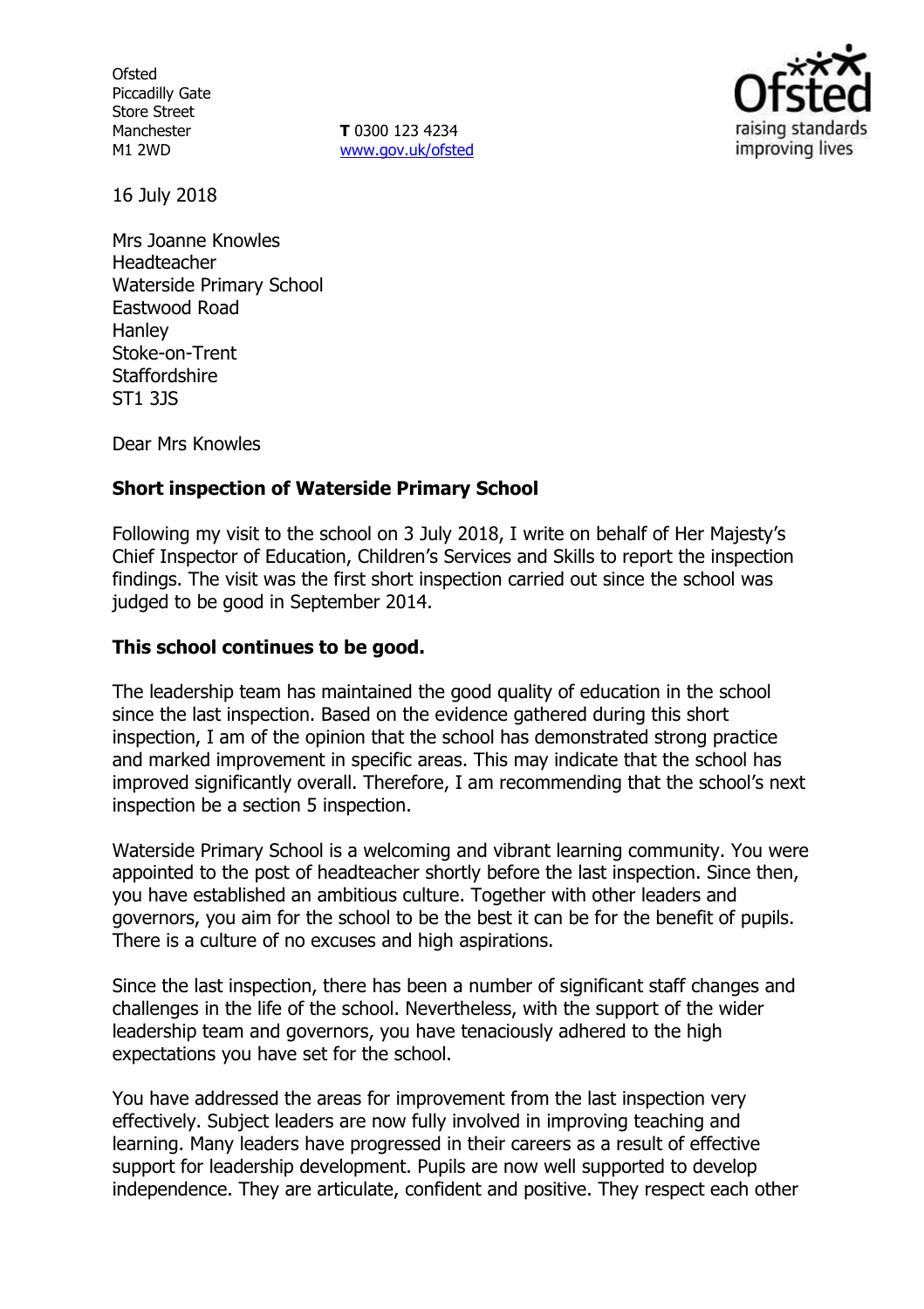Ofsted
Piccadilly Gate
Store Street
Manchester
M1 2WD

**T** 0300 123 4234
www.gov.uk/ofsted

16 July 2018

Mrs Joanne Knowles
Headteacher
Waterside Primary School
Eastwood Road
Hanley
Stoke-on-Trent
Staffordshire
ST1 3JS

Dear Mrs Knowles

**Short inspection of Waterside Primary School**

Following my visit to the school on 3 July 2018, I write on behalf of Her Majesty's Chief Inspector of Education, Children's Services and Skills to report the inspection findings. The visit was the first short inspection carried out since the school was judged to be good in September 2014.

**This school continues to be good.**

The leadership team has maintained the good quality of education in the school since the last inspection. Based on the evidence gathered during this short inspection, I am of the opinion that the school has demonstrated strong practice and marked improvement in specific areas. This may indicate that the school has improved significantly overall. Therefore, I am recommending that the school's next inspection be a section 5 inspection.

Waterside Primary School is a welcoming and vibrant learning community. You were appointed to the post of headteacher shortly before the last inspection. Since then, you have established an ambitious culture. Together with other leaders and governors, you aim for the school to be the best it can be for the benefit of pupils. There is a culture of no excuses and high aspirations.

Since the last inspection, there has been a number of significant staff changes and challenges in the life of the school. Nevertheless, with the support of the wider leadership team and governors, you have tenaciously adhered to the high expectations you have set for the school.

You have addressed the areas for improvement from the last inspection very effectively. Subject leaders are now fully involved in improving teaching and learning. Many leaders have progressed in their careers as a result of effective support for leadership development. Pupils are now well supported to develop independence. They are articulate, confident and positive. They respect each other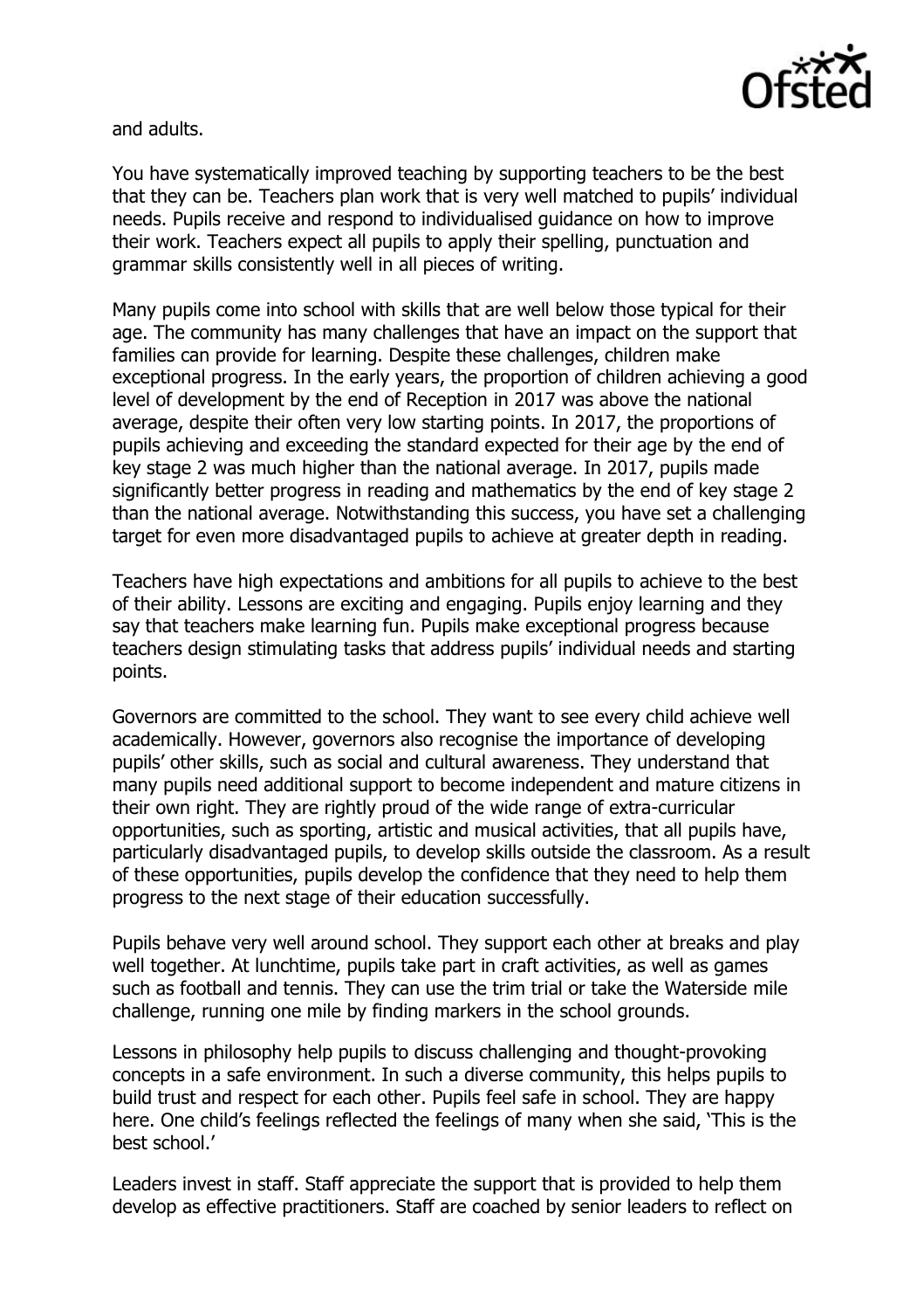and adults.

You have systematically improved teaching by supporting teachers to be the best that they can be. Teachers plan work that is very well matched to pupils' individual needs. Pupils receive and respond to individualised guidance on how to improve their work. Teachers expect all pupils to apply their spelling, punctuation and grammar skills consistently well in all pieces of writing.

Many pupils come into school with skills that are well below those typical for their age. The community has many challenges that have an impact on the support that families can provide for learning. Despite these challenges, children make exceptional progress. In the early years, the proportion of children achieving a good level of development by the end of Reception in 2017 was above the national average, despite their often very low starting points. In 2017, the proportions of pupils achieving and exceeding the standard expected for their age by the end of key stage 2 was much higher than the national average. In 2017, pupils made significantly better progress in reading and mathematics by the end of key stage 2 than the national average. Notwithstanding this success, you have set a challenging target for even more disadvantaged pupils to achieve at greater depth in reading.

Teachers have high expectations and ambitions for all pupils to achieve to the best of their ability. Lessons are exciting and engaging. Pupils enjoy learning and they say that teachers make learning fun. Pupils make exceptional progress because teachers design stimulating tasks that address pupils' individual needs and starting points.

Governors are committed to the school. They want to see every child achieve well academically. However, governors also recognise the importance of developing pupils' other skills, such as social and cultural awareness. They understand that many pupils need additional support to become independent and mature citizens in their own right. They are rightly proud of the wide range of extra-curricular opportunities, such as sporting, artistic and musical activities, that all pupils have, particularly disadvantaged pupils, to develop skills outside the classroom. As a result of these opportunities, pupils develop the confidence that they need to help them progress to the next stage of their education successfully.

Pupils behave very well around school. They support each other at breaks and play well together. At lunchtime, pupils take part in craft activities, as well as games such as football and tennis. They can use the trim trial or take the Waterside mile challenge, running one mile by finding markers in the school grounds.

Lessons in philosophy help pupils to discuss challenging and thought-provoking concepts in a safe environment. In such a diverse community, this helps pupils to build trust and respect for each other. Pupils feel safe in school. They are happy here. One child's feelings reflected the feelings of many when she said, 'This is the best school.'

Leaders invest in staff. Staff appreciate the support that is provided to help them develop as effective practitioners. Staff are coached by senior leaders to reflect on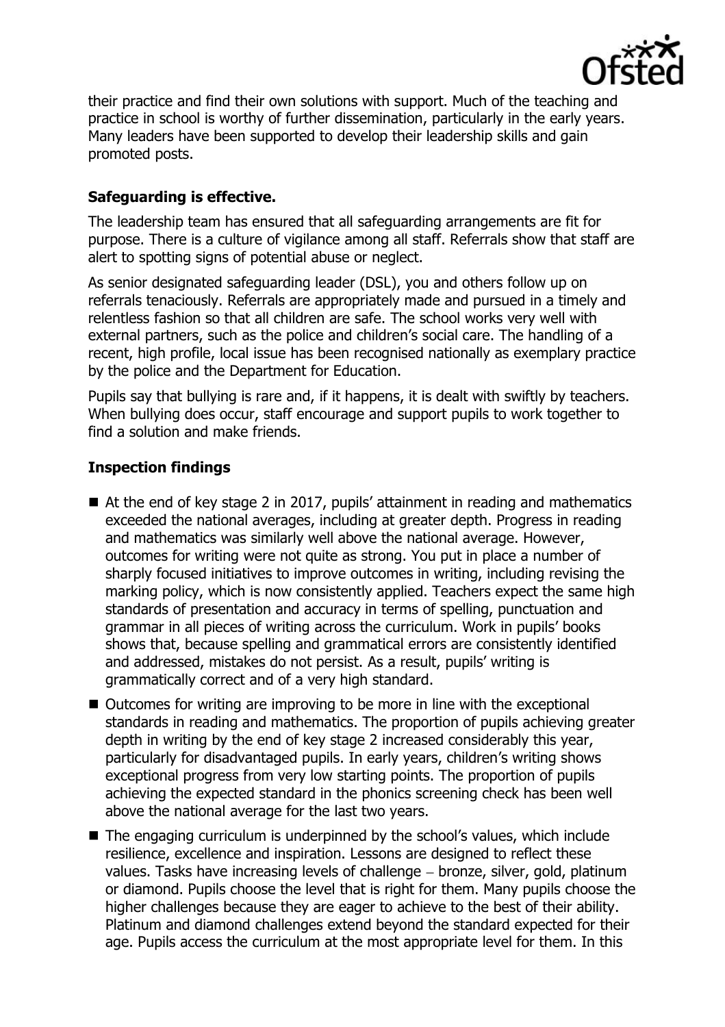their practice and find their own solutions with support. Much of the teaching and practice in school is worthy of further dissemination, particularly in the early years. Many leaders have been supported to develop their leadership skills and gain promoted posts.

### Safeguarding is effective.

The leadership team has ensured that all safeguarding arrangements are fit for purpose. There is a culture of vigilance among all staff. Referrals show that staff are alert to spotting signs of potential abuse or neglect.

As senior designated safeguarding leader (DSL), you and others follow up on referrals tenaciously. Referrals are appropriately made and pursued in a timely and relentless fashion so that all children are safe. The school works very well with external partners, such as the police and children's social care. The handling of a recent, high profile, local issue has been recognised nationally as exemplary practice by the police and the Department for Education.

Pupils say that bullying is rare and, if it happens, it is dealt with swiftly by teachers. When bullying does occur, staff encourage and support pupils to work together to find a solution and make friends.

### Inspection findings

- At the end of key stage 2 in 2017, pupils' attainment in reading and mathematics exceeded the national averages, including at greater depth. Progress in reading and mathematics was similarly well above the national average. However, outcomes for writing were not quite as strong. You put in place a number of sharply focused initiatives to improve outcomes in writing, including revising the marking policy, which is now consistently applied. Teachers expect the same high standards of presentation and accuracy in terms of spelling, punctuation and grammar in all pieces of writing across the curriculum. Work in pupils' books shows that, because spelling and grammatical errors are consistently identified and addressed, mistakes do not persist. As a result, pupils' writing is grammatically correct and of a very high standard.
- Outcomes for writing are improving to be more in line with the exceptional standards in reading and mathematics. The proportion of pupils achieving greater depth in writing by the end of key stage 2 increased considerably this year, particularly for disadvantaged pupils. In early years, children's writing shows exceptional progress from very low starting points. The proportion of pupils achieving the expected standard in the phonics screening check has been well above the national average for the last two years.
- The engaging curriculum is underpinned by the school's values, which include resilience, excellence and inspiration. Lessons are designed to reflect these values. Tasks have increasing levels of challenge – bronze, silver, gold, platinum or diamond. Pupils choose the level that is right for them. Many pupils choose the higher challenges because they are eager to achieve to the best of their ability. Platinum and diamond challenges extend beyond the standard expected for their age. Pupils access the curriculum at the most appropriate level for them. In this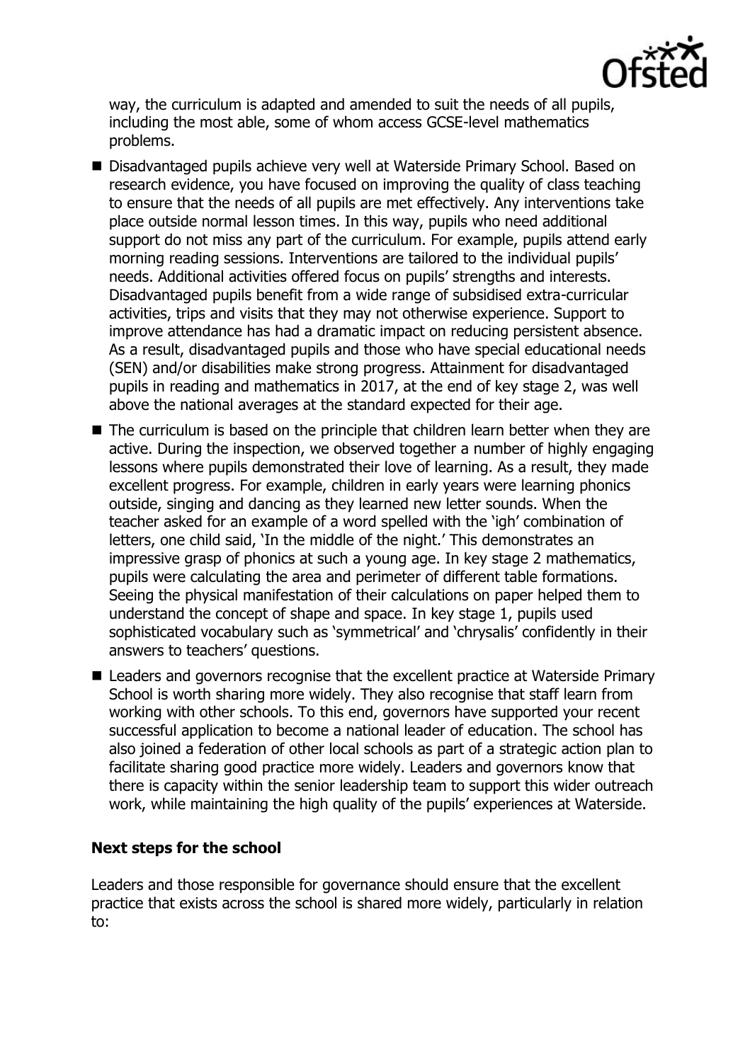way, the curriculum is adapted and amended to suit the needs of all pupils, including the most able, some of whom access GCSE-level mathematics problems.

- Disadvantaged pupils achieve very well at Waterside Primary School. Based on research evidence, you have focused on improving the quality of class teaching to ensure that the needs of all pupils are met effectively. Any interventions take place outside normal lesson times. In this way, pupils who need additional support do not miss any part of the curriculum. For example, pupils attend early morning reading sessions. Interventions are tailored to the individual pupils' needs. Additional activities offered focus on pupils' strengths and interests. Disadvantaged pupils benefit from a wide range of subsidised extra-curricular activities, trips and visits that they may not otherwise experience. Support to improve attendance has had a dramatic impact on reducing persistent absence. As a result, disadvantaged pupils and those who have special educational needs (SEN) and/or disabilities make strong progress. Attainment for disadvantaged pupils in reading and mathematics in 2017, at the end of key stage 2, was well above the national averages at the standard expected for their age.
- The curriculum is based on the principle that children learn better when they are active. During the inspection, we observed together a number of highly engaging lessons where pupils demonstrated their love of learning. As a result, they made excellent progress. For example, children in early years were learning phonics outside, singing and dancing as they learned new letter sounds. When the teacher asked for an example of a word spelled with the 'igh' combination of letters, one child said, 'In the middle of the night.' This demonstrates an impressive grasp of phonics at such a young age. In key stage 2 mathematics, pupils were calculating the area and perimeter of different table formations. Seeing the physical manifestation of their calculations on paper helped them to understand the concept of shape and space. In key stage 1, pupils used sophisticated vocabulary such as 'symmetrical' and 'chrysalis' confidently in their answers to teachers' questions.
- Leaders and governors recognise that the excellent practice at Waterside Primary School is worth sharing more widely. They also recognise that staff learn from working with other schools. To this end, governors have supported your recent successful application to become a national leader of education. The school has also joined a federation of other local schools as part of a strategic action plan to facilitate sharing good practice more widely. Leaders and governors know that there is capacity within the senior leadership team to support this wider outreach work, while maintaining the high quality of the pupils' experiences at Waterside.

**Next steps for the school**

Leaders and those responsible for governance should ensure that the excellent practice that exists across the school is shared more widely, particularly in relation to: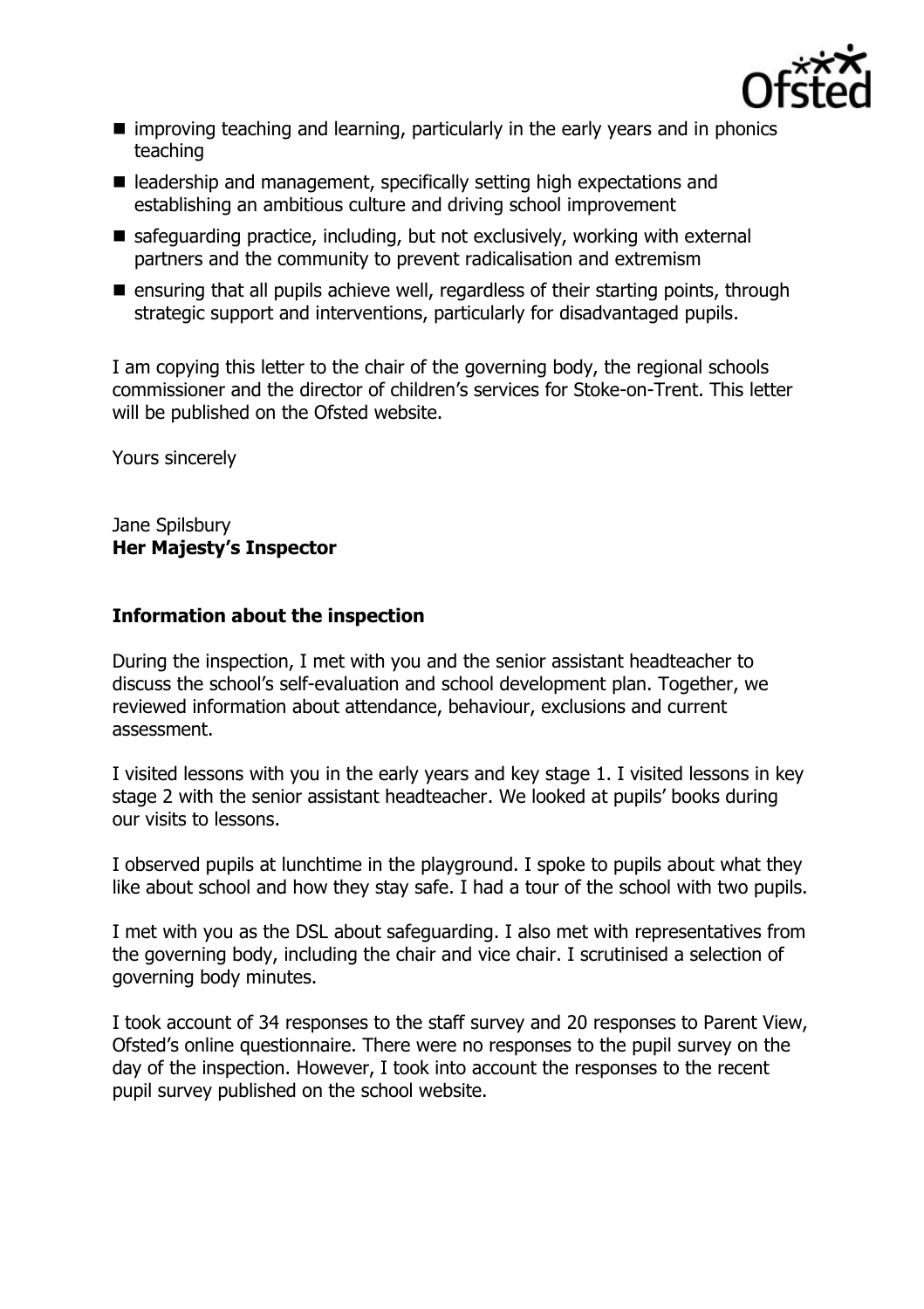- improving teaching and learning, particularly in the early years and in phonics teaching
- leadership and management, specifically setting high expectations and establishing an ambitious culture and driving school improvement
- safeguarding practice, including, but not exclusively, working with external partners and the community to prevent radicalisation and extremism
- ensuring that all pupils achieve well, regardless of their starting points, through strategic support and interventions, particularly for disadvantaged pupils.

I am copying this letter to the chair of the governing body, the regional schools commissioner and the director of children's services for Stoke-on-Trent. This letter will be published on the Ofsted website.

Yours sincerely

Jane Spilsbury
**Her Majesty's Inspector**

## Information about the inspection

During the inspection, I met with you and the senior assistant headteacher to discuss the school's self-evaluation and school development plan. Together, we reviewed information about attendance, behaviour, exclusions and current assessment.

I visited lessons with you in the early years and key stage 1. I visited lessons in key stage 2 with the senior assistant headteacher. We looked at pupils' books during our visits to lessons.

I observed pupils at lunchtime in the playground. I spoke to pupils about what they like about school and how they stay safe. I had a tour of the school with two pupils.

I met with you as the DSL about safeguarding. I also met with representatives from the governing body, including the chair and vice chair. I scrutinised a selection of governing body minutes.

I took account of 34 responses to the staff survey and 20 responses to Parent View, Ofsted's online questionnaire. There were no responses to the pupil survey on the day of the inspection. However, I took into account the responses to the recent pupil survey published on the school website.